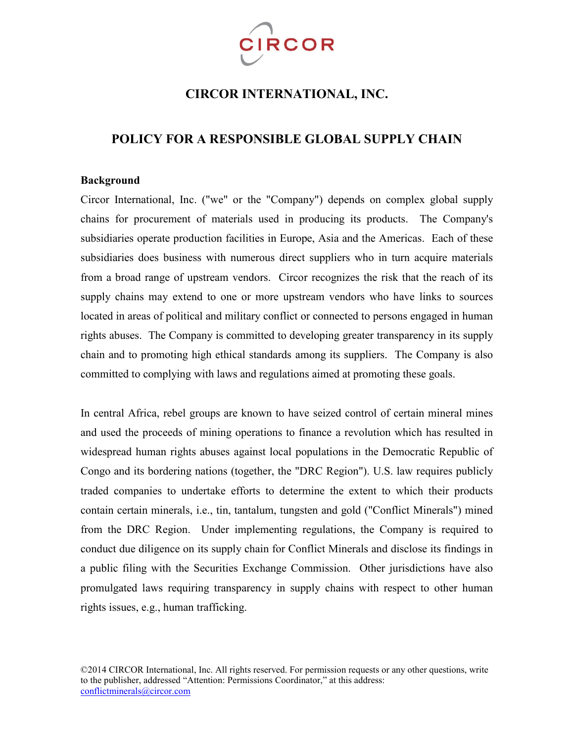# CIRCOR INTERNATIONAL, INC.

## POLICY FOR A RESPONSIBLE GLOBAL SUPPLY CHAIN

**Background**

Circor International, Inc. ("we" or the "Company") depends on complex global supply chains for procurement of materials used in producing its products. The Company's subsidiaries operate production facilities in Europe, Asia and the Americas. Each of these subsidiaries does business with numerous direct suppliers who in turn acquire materials from a broad range of upstream vendors. Circor recognizes the risk that the reach of its supply chains may extend to one or more upstream vendors who have links to sources located in areas of political and military conflict or connected to persons engaged in human rights abuses. The Company is committed to developing greater transparency in its supply chain and to promoting high ethical standards among its suppliers. The Company is also committed to complying with laws and regulations aimed at promoting these goals.

In central Africa, rebel groups are known to have seized control of certain mineral mines and used the proceeds of mining operations to finance a revolution which has resulted in widespread human rights abuses against local populations in the Democratic Republic of Congo and its bordering nations (together, the "DRC Region"). U.S. law requires publicly traded companies to undertake efforts to determine the extent to which their products contain certain minerals, i.e., tin, tantalum, tungsten and gold ("Conflict Minerals") mined from the DRC Region. Under implementing regulations, the Company is required to conduct due diligence on its supply chain for Conflict Minerals and disclose its findings in a public filing with the Securities Exchange Commission. Other jurisdictions have also promulgated laws requiring transparency in supply chains with respect to other human rights issues, e.g., human trafficking.

©2014 CIRCOR International, Inc. All rights reserved. For permission requests or any other questions, write to the publisher, addressed "Attention: Permissions Coordinator," at this address: conflictminerals@circor.com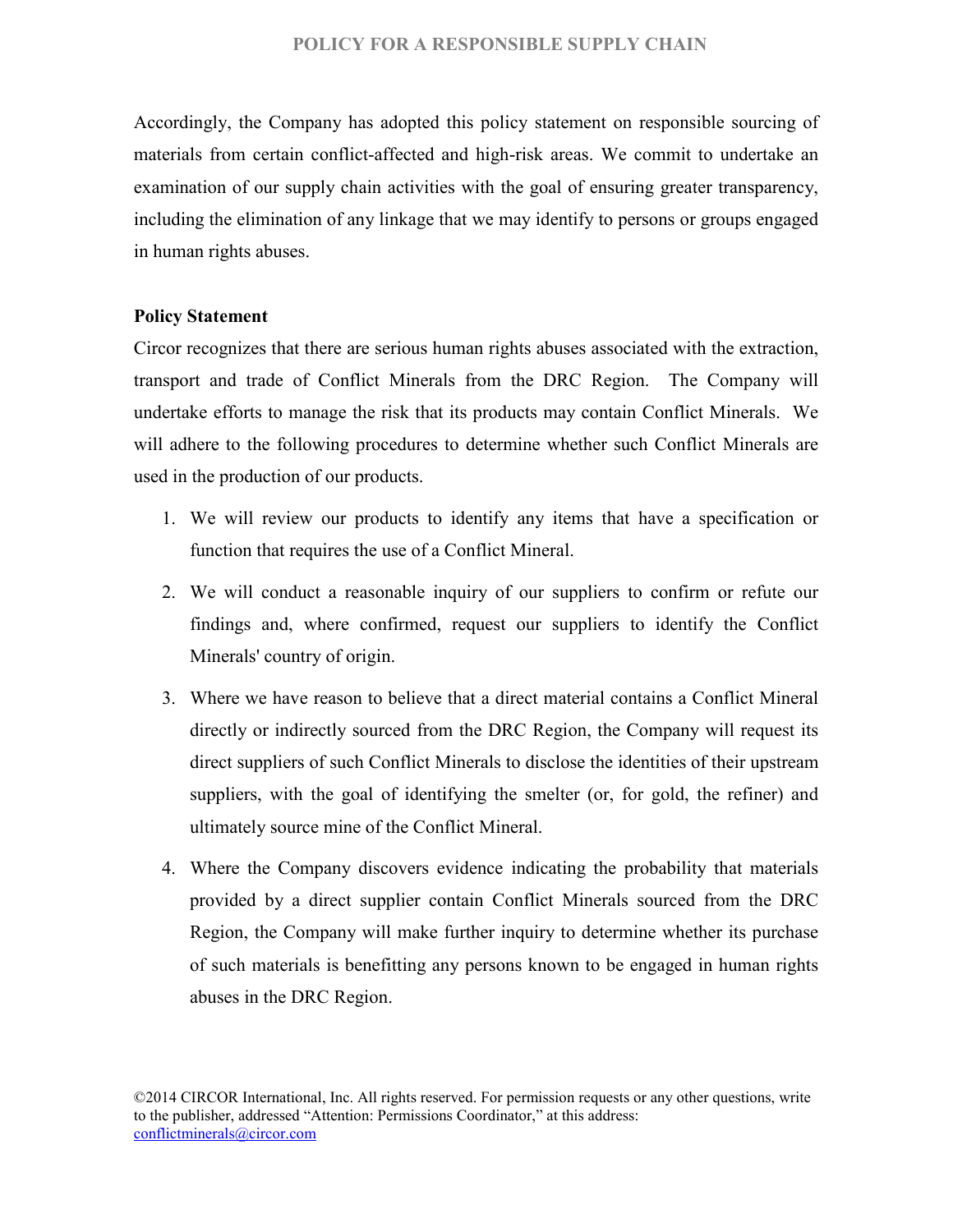Accordingly, the Company has adopted this policy statement on responsible sourcing of materials from certain conflict-affected and high-risk areas. We commit to undertake an examination of our supply chain activities with the goal of ensuring greater transparency, including the elimination of any linkage that we may identify to persons or groups engaged in human rights abuses.

**Policy Statement**

Circor recognizes that there are serious human rights abuses associated with the extraction, transport and trade of Conflict Minerals from the DRC Region. The Company will undertake efforts to manage the risk that its products may contain Conflict Minerals. We will adhere to the following procedures to determine whether such Conflict Minerals are used in the production of our products.

1. We will review our products to identify any items that have a specification or function that requires the use of a Conflict Mineral.

2. We will conduct a reasonable inquiry of our suppliers to confirm or refute our findings and, where confirmed, request our suppliers to identify the Conflict Minerals' country of origin.

3. Where we have reason to believe that a direct material contains a Conflict Mineral directly or indirectly sourced from the DRC Region, the Company will request its direct suppliers of such Conflict Minerals to disclose the identities of their upstream suppliers, with the goal of identifying the smelter (or, for gold, the refiner) and ultimately source mine of the Conflict Mineral.

4. Where the Company discovers evidence indicating the probability that materials provided by a direct supplier contain Conflict Minerals sourced from the DRC Region, the Company will make further inquiry to determine whether its purchase of such materials is benefitting any persons known to be engaged in human rights abuses in the DRC Region.

©2014 CIRCOR International, Inc. All rights reserved. For permission requests or any other questions, write to the publisher, addressed "Attention: Permissions Coordinator," at this address: conflictminerals@circor.com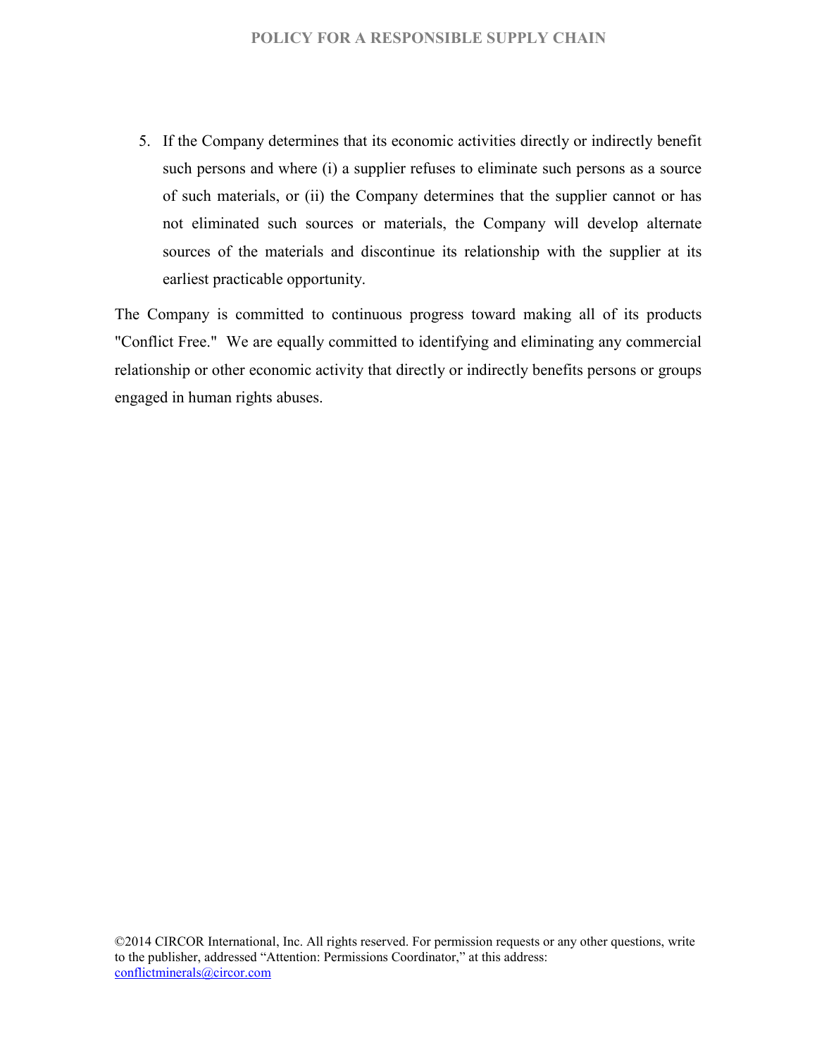5. If the Company determines that its economic activities directly or indirectly benefit such persons and where (i) a supplier refuses to eliminate such persons as a source of such materials, or (ii) the Company determines that the supplier cannot or has not eliminated such sources or materials, the Company will develop alternate sources of the materials and discontinue its relationship with the supplier at its earliest practicable opportunity.

The Company is committed to continuous progress toward making all of its products "Conflict Free." We are equally committed to identifying and eliminating any commercial relationship or other economic activity that directly or indirectly benefits persons or groups engaged in human rights abuses.

©2014 CIRCOR International, Inc. All rights reserved. For permission requests or any other questions, write to the publisher, addressed "Attention: Permissions Coordinator," at this address: conflictminerals@circor.com